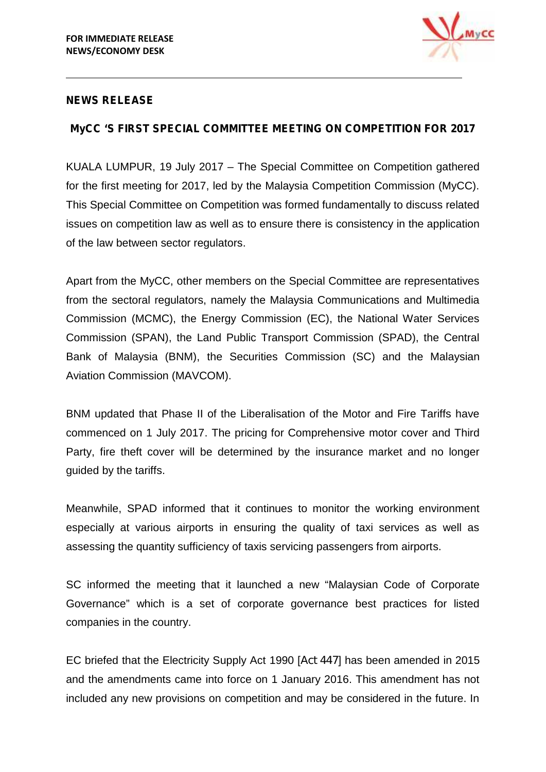**FOR IMMEDIATE RELEASE**
**NEWS/ECONOMY DESK**

---

**NEWS RELEASE**

## MyCC 'S FIRST SPECIAL COMMITTEE MEETING ON COMPETITION FOR 2017

KUALA LUMPUR, 19 July 2017 – The Special Committee on Competition gathered for the first meeting for 2017, led by the Malaysia Competition Commission (MyCC). This Special Committee on Competition was formed fundamentally to discuss related issues on competition law as well as to ensure there is consistency in the application of the law between sector regulators.

Apart from the MyCC, other members on the Special Committee are representatives from the sectoral regulators, namely the Malaysia Communications and Multimedia Commission (MCMC), the Energy Commission (EC), the National Water Services Commission (SPAN), the Land Public Transport Commission (SPAD), the Central Bank of Malaysia (BNM), the Securities Commission (SC) and the Malaysian Aviation Commission (MAVCOM).

BNM updated that Phase II of the Liberalisation of the Motor and Fire Tariffs have commenced on 1 July 2017. The pricing for Comprehensive motor cover and Third Party, fire theft cover will be determined by the insurance market and no longer guided by the tariffs.

Meanwhile, SPAD informed that it continues to monitor the working environment especially at various airports in ensuring the quality of taxi services as well as assessing the quantity sufficiency of taxis servicing passengers from airports.

SC informed the meeting that it launched a new "Malaysian Code of Corporate Governance" which is a set of corporate governance best practices for listed companies in the country.

EC briefed that the Electricity Supply Act 1990 [Act 447] has been amended in 2015 and the amendments came into force on 1 January 2016. This amendment has not included any new provisions on competition and may be considered in the future. In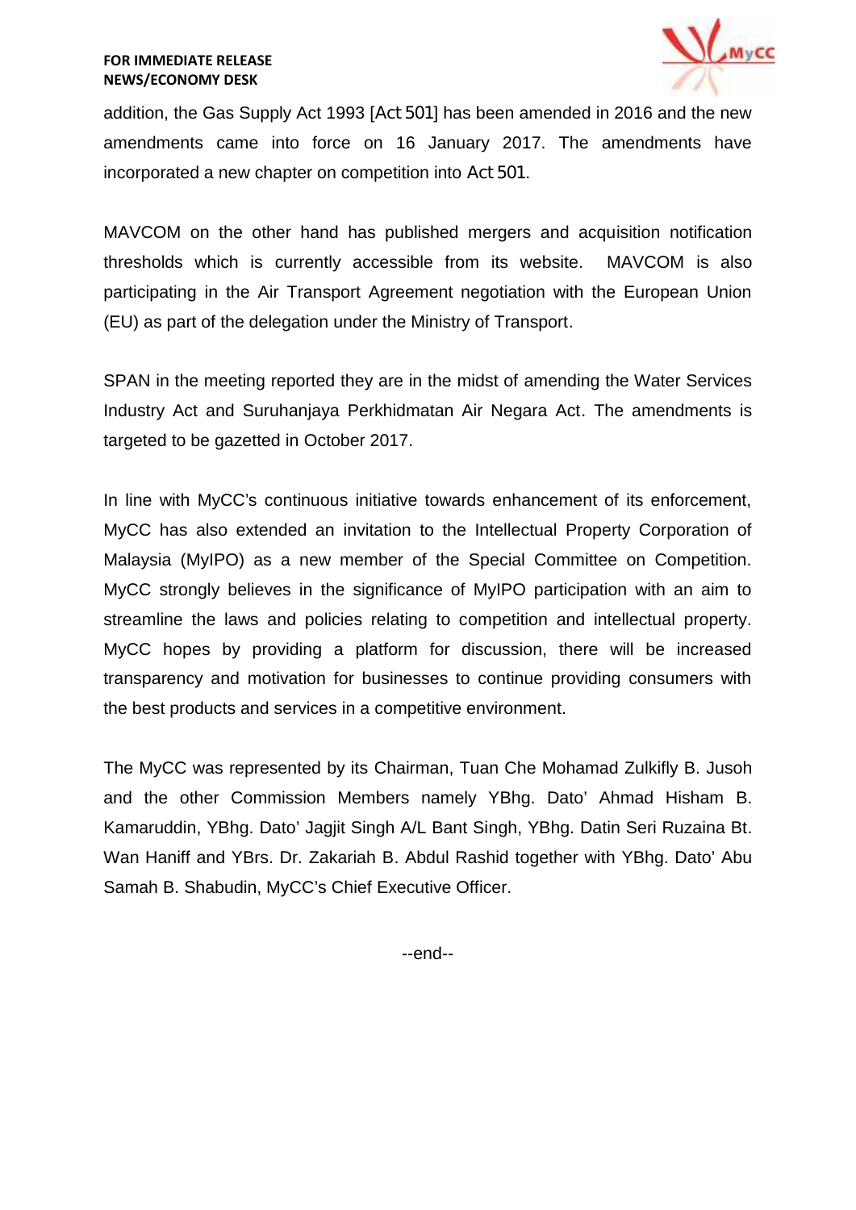addition, the Gas Supply Act 1993 [Act 501] has been amended in 2016 and the new amendments came into force on 16 January 2017. The amendments have incorporated a new chapter on competition into Act 501.

MAVCOM on the other hand has published mergers and acquisition notification thresholds which is currently accessible from its website. MAVCOM is also participating in the Air Transport Agreement negotiation with the European Union (EU) as part of the delegation under the Ministry of Transport.

SPAN in the meeting reported they are in the midst of amending the Water Services Industry Act and Suruhanjaya Perkhidmatan Air Negara Act. The amendments is targeted to be gazetted in October 2017.

In line with MyCC's continuous initiative towards enhancement of its enforcement, MyCC has also extended an invitation to the Intellectual Property Corporation of Malaysia (MyIPO) as a new member of the Special Committee on Competition. MyCC strongly believes in the significance of MyIPO participation with an aim to streamline the laws and policies relating to competition and intellectual property. MyCC hopes by providing a platform for discussion, there will be increased transparency and motivation for businesses to continue providing consumers with the best products and services in a competitive environment.

The MyCC was represented by its Chairman, Tuan Che Mohamad Zulkifly B. Jusoh and the other Commission Members namely YBhg. Dato' Ahmad Hisham B. Kamaruddin, YBhg. Dato' Jagjit Singh A/L Bant Singh, YBhg. Datin Seri Ruzaina Bt. Wan Haniff and YBrs. Dr. Zakariah B. Abdul Rashid together with YBhg. Dato' Abu Samah B. Shabudin, MyCC's Chief Executive Officer.

--end--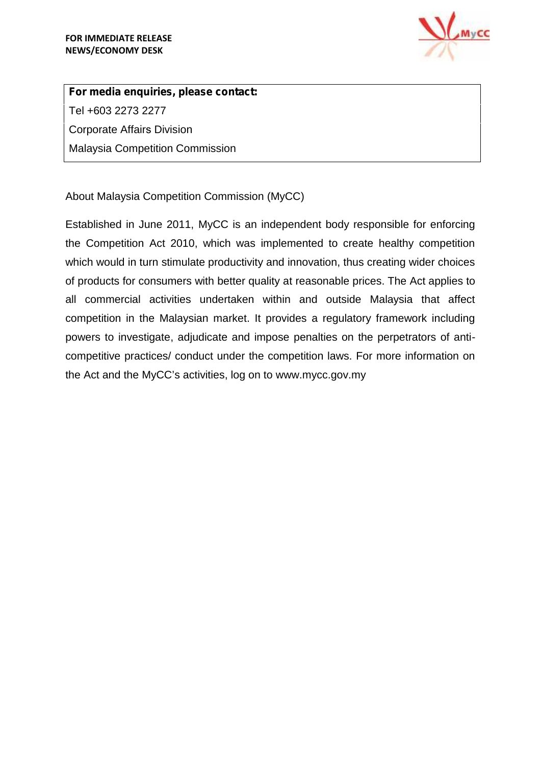**FOR IMMEDIATE RELEASE**
**NEWS/ECONOMY DESK**

| |
|---|
| **For media enquiries, please contact:** |
| Tel +603 2273 2277 |
| Corporate Affairs Division |
| Malaysia Competition Commission |

About Malaysia Competition Commission (MyCC)

Established in June 2011, MyCC is an independent body responsible for enforcing the Competition Act 2010, which was implemented to create healthy competition which would in turn stimulate productivity and innovation, thus creating wider choices of products for consumers with better quality at reasonable prices. The Act applies to all commercial activities undertaken within and outside Malaysia that affect competition in the Malaysian market. It provides a regulatory framework including powers to investigate, adjudicate and impose penalties on the perpetrators of anti-competitive practices/ conduct under the competition laws. For more information on the Act and the MyCC's activities, log on to www.mycc.gov.my